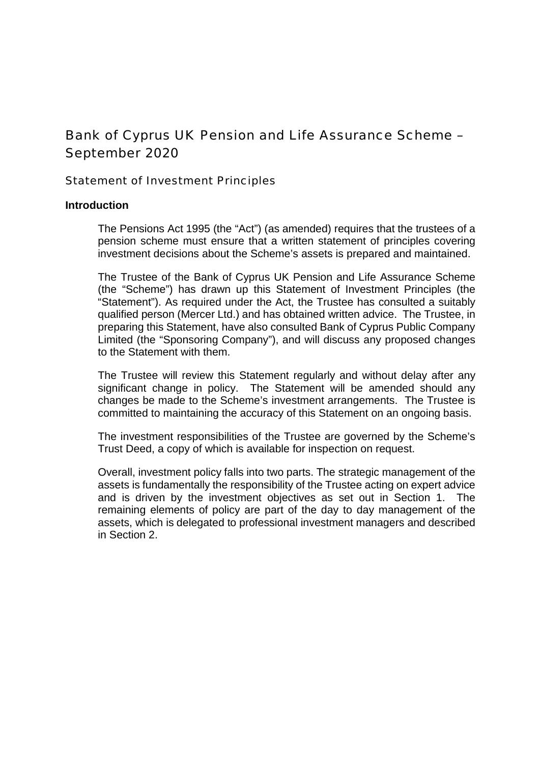# Bank of Cyprus UK Pension and Life Assurance Scheme – September 2020

## Statement of Investment Principles

### Introduction

The Pensions Act 1995 (the "Act") (as amended) requires that the trustees of a pension scheme must ensure that a written statement of principles covering investment decisions about the Scheme's assets is prepared and maintained.

The Trustee of the Bank of Cyprus UK Pension and Life Assurance Scheme (the "Scheme") has drawn up this Statement of Investment Principles (the "Statement"). As required under the Act, the Trustee has consulted a suitably qualified person (Mercer Ltd.) and has obtained written advice. The Trustee, in preparing this Statement, have also consulted Bank of Cyprus Public Company Limited (the "Sponsoring Company"), and will discuss any proposed changes to the Statement with them.

The Trustee will review this Statement regularly and without delay after any significant change in policy. The Statement will be amended should any changes be made to the Scheme's investment arrangements. The Trustee is committed to maintaining the accuracy of this Statement on an ongoing basis.

The investment responsibilities of the Trustee are governed by the Scheme's Trust Deed, a copy of which is available for inspection on request.

Overall, investment policy falls into two parts. The strategic management of the assets is fundamentally the responsibility of the Trustee acting on expert advice and is driven by the investment objectives as set out in Section 1. The remaining elements of policy are part of the day to day management of the assets, which is delegated to professional investment managers and described in Section 2.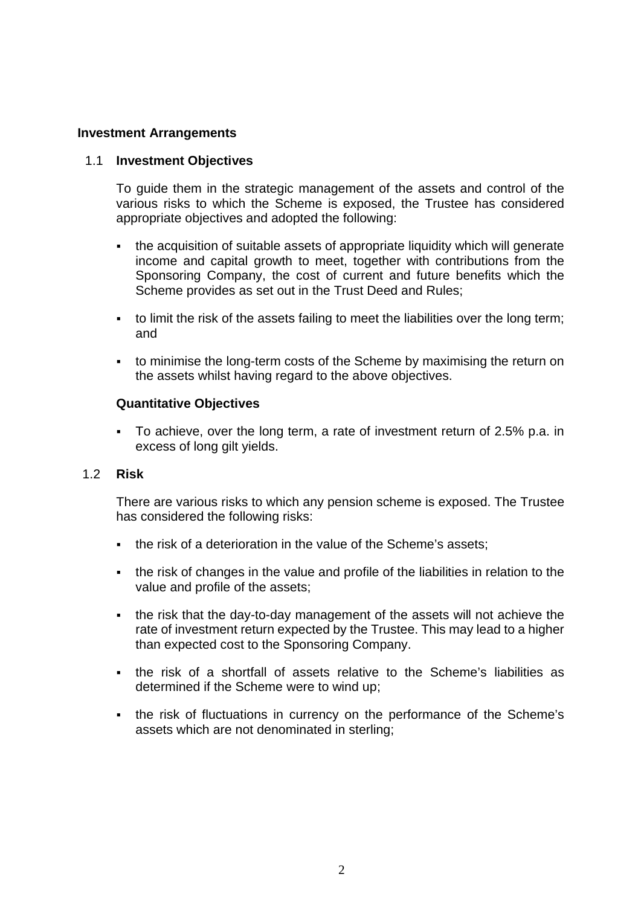## Investment Arrangements

### 1.1 Investment Objectives

To guide them in the strategic management of the assets and control of the various risks to which the Scheme is exposed, the Trustee has considered appropriate objectives and adopted the following:

- the acquisition of suitable assets of appropriate liquidity which will generate income and capital growth to meet, together with contributions from the Sponsoring Company, the cost of current and future benefits which the Scheme provides as set out in the Trust Deed and Rules;
- to limit the risk of the assets failing to meet the liabilities over the long term; and
- to minimise the long-term costs of the Scheme by maximising the return on the assets whilst having regard to the above objectives.

**Quantitative Objectives**

- To achieve, over the long term, a rate of investment return of 2.5% p.a. in excess of long gilt yields.

### 1.2 Risk

There are various risks to which any pension scheme is exposed. The Trustee has considered the following risks:

- the risk of a deterioration in the value of the Scheme's assets;
- the risk of changes in the value and profile of the liabilities in relation to the value and profile of the assets;
- the risk that the day-to-day management of the assets will not achieve the rate of investment return expected by the Trustee. This may lead to a higher than expected cost to the Sponsoring Company.
- the risk of a shortfall of assets relative to the Scheme's liabilities as determined if the Scheme were to wind up;
- the risk of fluctuations in currency on the performance of the Scheme's assets which are not denominated in sterling;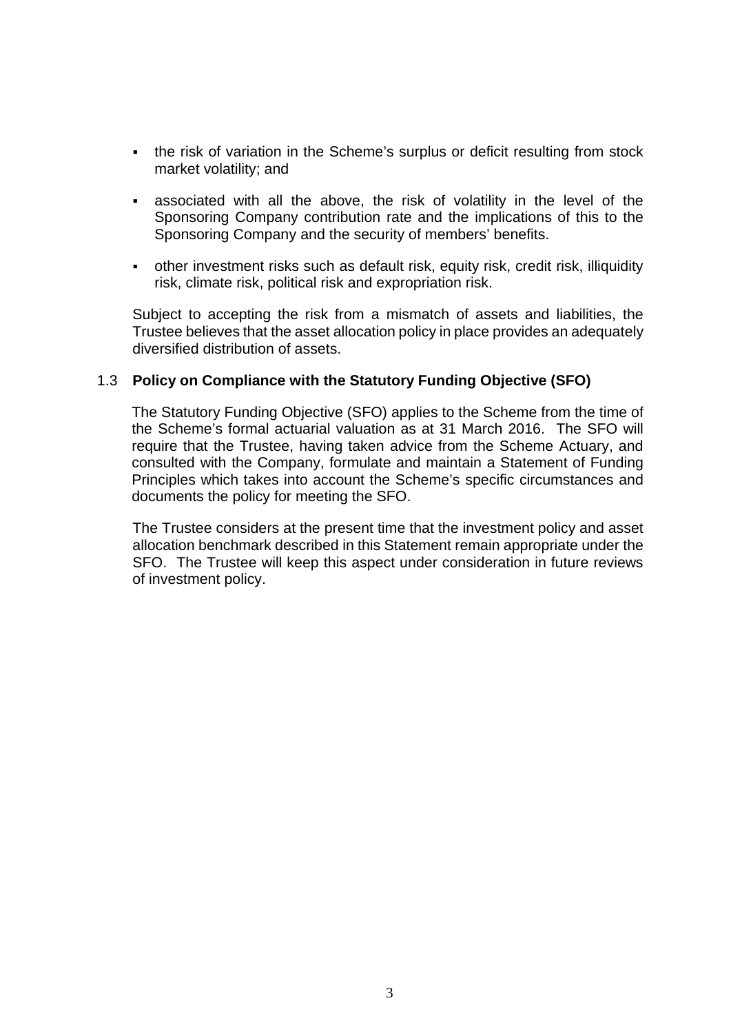- the risk of variation in the Scheme's surplus or deficit resulting from stock market volatility; and
- associated with all the above, the risk of volatility in the level of the Sponsoring Company contribution rate and the implications of this to the Sponsoring Company and the security of members' benefits.
- other investment risks such as default risk, equity risk, credit risk, illiquidity risk, climate risk, political risk and expropriation risk.

Subject to accepting the risk from a mismatch of assets and liabilities, the Trustee believes that the asset allocation policy in place provides an adequately diversified distribution of assets.

### 1.3 Policy on Compliance with the Statutory Funding Objective (SFO)

The Statutory Funding Objective (SFO) applies to the Scheme from the time of the Scheme's formal actuarial valuation as at 31 March 2016. The SFO will require that the Trustee, having taken advice from the Scheme Actuary, and consulted with the Company, formulate and maintain a Statement of Funding Principles which takes into account the Scheme's specific circumstances and documents the policy for meeting the SFO.

The Trustee considers at the present time that the investment policy and asset allocation benchmark described in this Statement remain appropriate under the SFO. The Trustee will keep this aspect under consideration in future reviews of investment policy.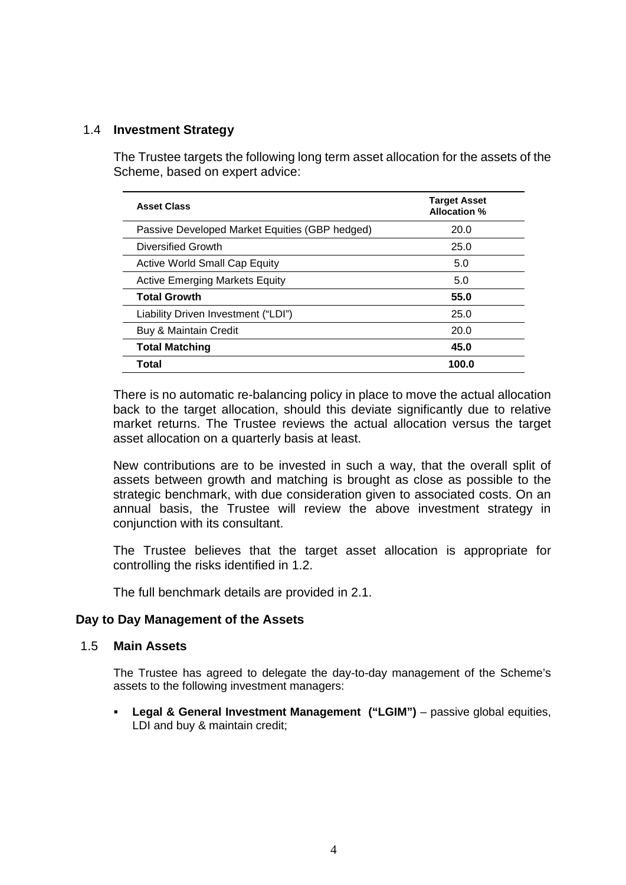### 1.4 **Investment Strategy**

The Trustee targets the following long term asset allocation for the assets of the Scheme, based on expert advice:

| **Asset Class** | **Target Asset Allocation %** |
|---|---|
| Passive Developed Market Equities (GBP hedged) | 20.0 |
| Diversified Growth | 25.0 |
| Active World Small Cap Equity | 5.0 |
| Active Emerging Markets Equity | 5.0 |
| **Total Growth** | **55.0** |
| Liability Driven Investment ("LDI") | 25.0 |
| Buy & Maintain Credit | 20.0 |
| **Total Matching** | **45.0** |
| **Total** | **100.0** |

There is no automatic re-balancing policy in place to move the actual allocation back to the target allocation, should this deviate significantly due to relative market returns. The Trustee reviews the actual allocation versus the target asset allocation on a quarterly basis at least.

New contributions are to be invested in such a way, that the overall split of assets between growth and matching is brought as close as possible to the strategic benchmark, with due consideration given to associated costs. On an annual basis, the Trustee will review the above investment strategy in conjunction with its consultant.

The Trustee believes that the target asset allocation is appropriate for controlling the risks identified in 1.2.

The full benchmark details are provided in 2.1.

## Day to Day Management of the Assets

### 1.5 **Main Assets**

The Trustee has agreed to delegate the day-to-day management of the Scheme's assets to the following investment managers:

- **Legal & General Investment Management ("LGIM")** – passive global equities, LDI and buy & maintain credit;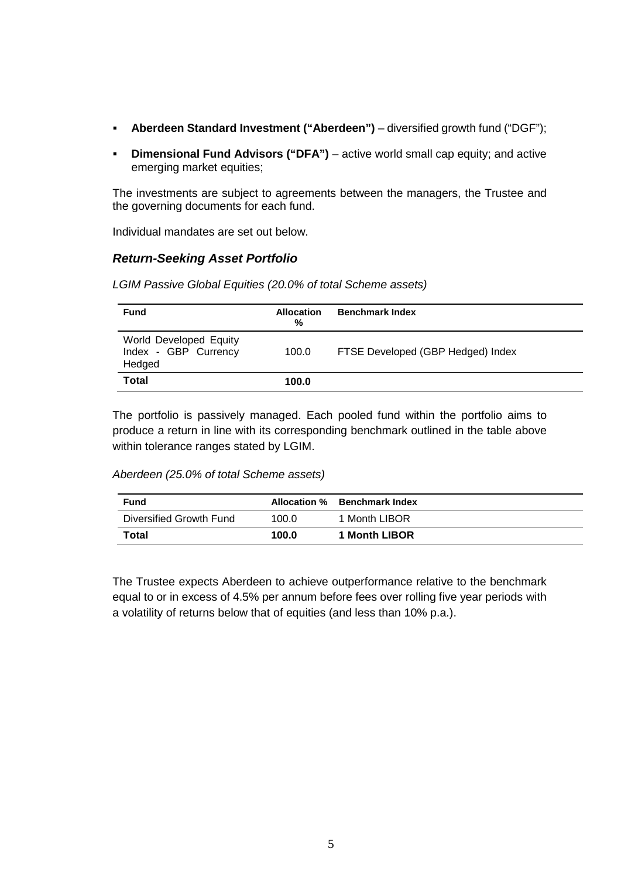- **Aberdeen Standard Investment ("Aberdeen")** – diversified growth fund ("DGF");
- **Dimensional Fund Advisors ("DFA")** – active world small cap equity; and active emerging market equities;

The investments are subject to agreements between the managers, the Trustee and the governing documents for each fund.

Individual mandates are set out below.

### *Return-Seeking Asset Portfolio*

*LGIM Passive Global Equities (20.0% of total Scheme assets)*

| Fund | Allocation % | Benchmark Index |
|---|---|---|
| World Developed Equity Index - GBP Currency Hedged | 100.0 | FTSE Developed (GBP Hedged) Index |
| **Total** | **100.0** | |

The portfolio is passively managed. Each pooled fund within the portfolio aims to produce a return in line with its corresponding benchmark outlined in the table above within tolerance ranges stated by LGIM.

*Aberdeen (25.0% of total Scheme assets)*

| Fund | Allocation % | Benchmark Index |
|---|---|---|
| Diversified Growth Fund | 100.0 | 1 Month LIBOR |
| **Total** | **100.0** | **1 Month LIBOR** |

The Trustee expects Aberdeen to achieve outperformance relative to the benchmark equal to or in excess of 4.5% per annum before fees over rolling five year periods with a volatility of returns below that of equities (and less than 10% p.a.).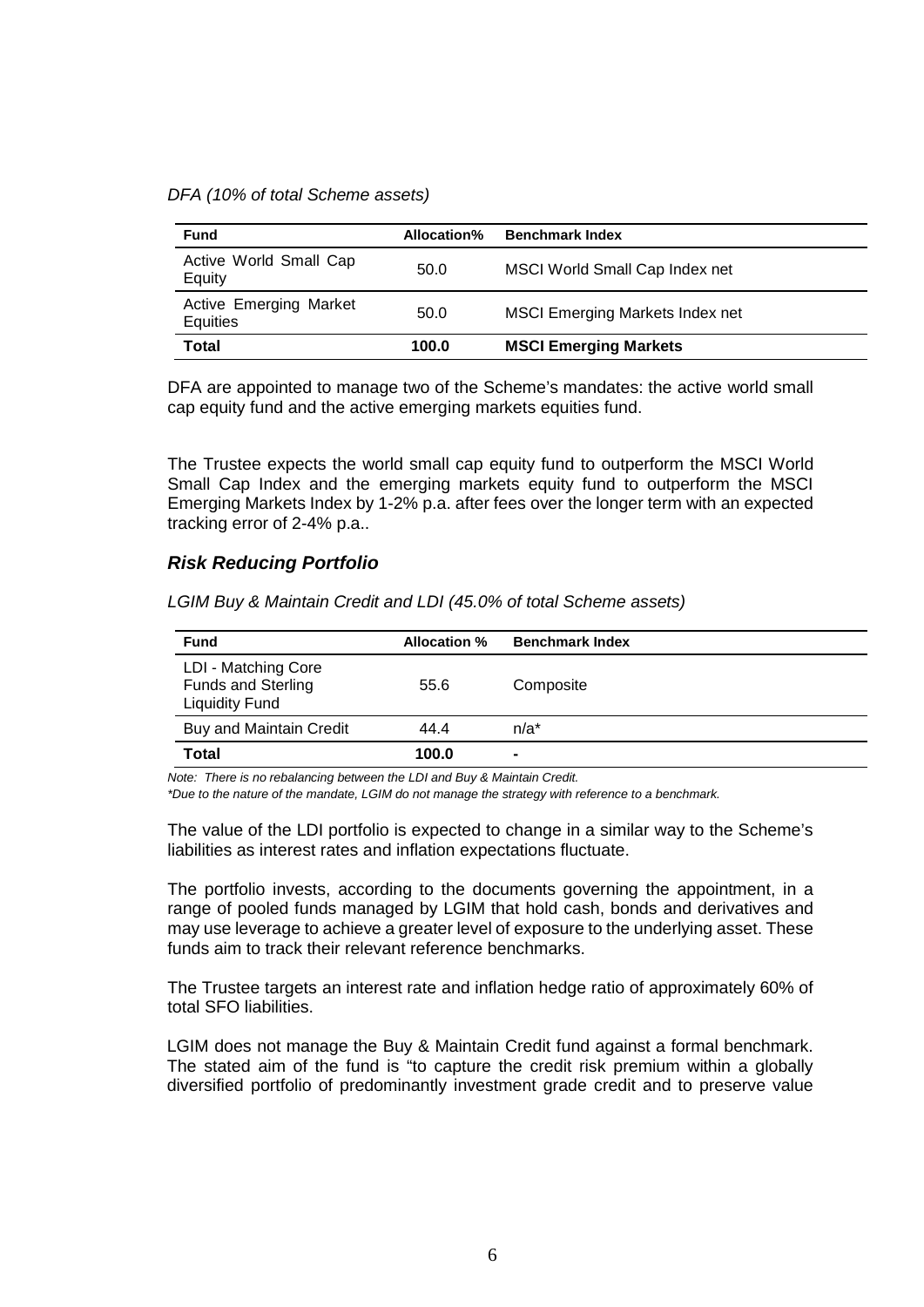*DFA (10% of total Scheme assets)*

| Fund | Allocation% | Benchmark Index |
|---|---|---|
| Active World Small Cap Equity | 50.0 | MSCI World Small Cap Index net |
| Active Emerging Market Equities | 50.0 | MSCI Emerging Markets Index net |
| **Total** | **100.0** | **MSCI Emerging Markets** |

DFA are appointed to manage two of the Scheme's mandates: the active world small cap equity fund and the active emerging markets equities fund.

The Trustee expects the world small cap equity fund to outperform the MSCI World Small Cap Index and the emerging markets equity fund to outperform the MSCI Emerging Markets Index by 1-2% p.a. after fees over the longer term with an expected tracking error of 2-4% p.a..

## *Risk Reducing Portfolio*

*LGIM Buy & Maintain Credit and LDI (45.0% of total Scheme assets)*

| Fund | Allocation % | Benchmark Index |
|---|---|---|
| LDI - Matching Core Funds and Sterling Liquidity Fund | 55.6 | Composite |
| Buy and Maintain Credit | 44.4 | n/a* |
| **Total** | **100.0** | **-** |

*Note: There is no rebalancing between the LDI and Buy & Maintain Credit.*
*\*Due to the nature of the mandate, LGIM do not manage the strategy with reference to a benchmark.*

The value of the LDI portfolio is expected to change in a similar way to the Scheme's liabilities as interest rates and inflation expectations fluctuate.

The portfolio invests, according to the documents governing the appointment, in a range of pooled funds managed by LGIM that hold cash, bonds and derivatives and may use leverage to achieve a greater level of exposure to the underlying asset. These funds aim to track their relevant reference benchmarks.

The Trustee targets an interest rate and inflation hedge ratio of approximately 60% of total SFO liabilities.

LGIM does not manage the Buy & Maintain Credit fund against a formal benchmark. The stated aim of the fund is "to capture the credit risk premium within a globally diversified portfolio of predominantly investment grade credit and to preserve value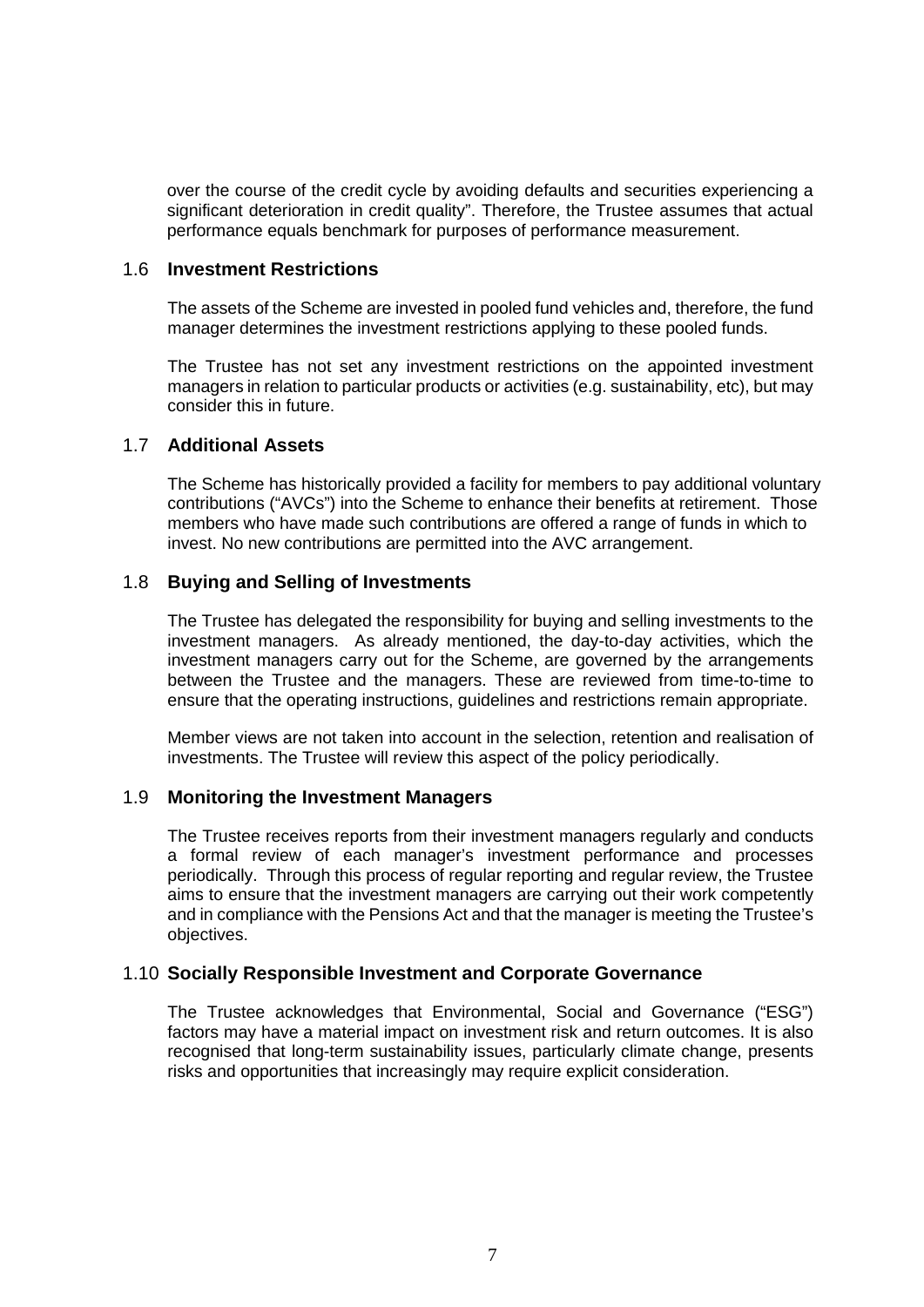over the course of the credit cycle by avoiding defaults and securities experiencing a significant deterioration in credit quality". Therefore, the Trustee assumes that actual performance equals benchmark for purposes of performance measurement.

## 1.6 Investment Restrictions

The assets of the Scheme are invested in pooled fund vehicles and, therefore, the fund manager determines the investment restrictions applying to these pooled funds.

The Trustee has not set any investment restrictions on the appointed investment managers in relation to particular products or activities (e.g. sustainability, etc), but may consider this in future.

## 1.7 Additional Assets

The Scheme has historically provided a facility for members to pay additional voluntary contributions ("AVCs") into the Scheme to enhance their benefits at retirement. Those members who have made such contributions are offered a range of funds in which to invest. No new contributions are permitted into the AVC arrangement.

## 1.8 Buying and Selling of Investments

The Trustee has delegated the responsibility for buying and selling investments to the investment managers. As already mentioned, the day-to-day activities, which the investment managers carry out for the Scheme, are governed by the arrangements between the Trustee and the managers. These are reviewed from time-to-time to ensure that the operating instructions, guidelines and restrictions remain appropriate.

Member views are not taken into account in the selection, retention and realisation of investments. The Trustee will review this aspect of the policy periodically.

## 1.9 Monitoring the Investment Managers

The Trustee receives reports from their investment managers regularly and conducts a formal review of each manager's investment performance and processes periodically. Through this process of regular reporting and regular review, the Trustee aims to ensure that the investment managers are carrying out their work competently and in compliance with the Pensions Act and that the manager is meeting the Trustee's objectives.

## 1.10 Socially Responsible Investment and Corporate Governance

The Trustee acknowledges that Environmental, Social and Governance ("ESG") factors may have a material impact on investment risk and return outcomes. It is also recognised that long-term sustainability issues, particularly climate change, presents risks and opportunities that increasingly may require explicit consideration.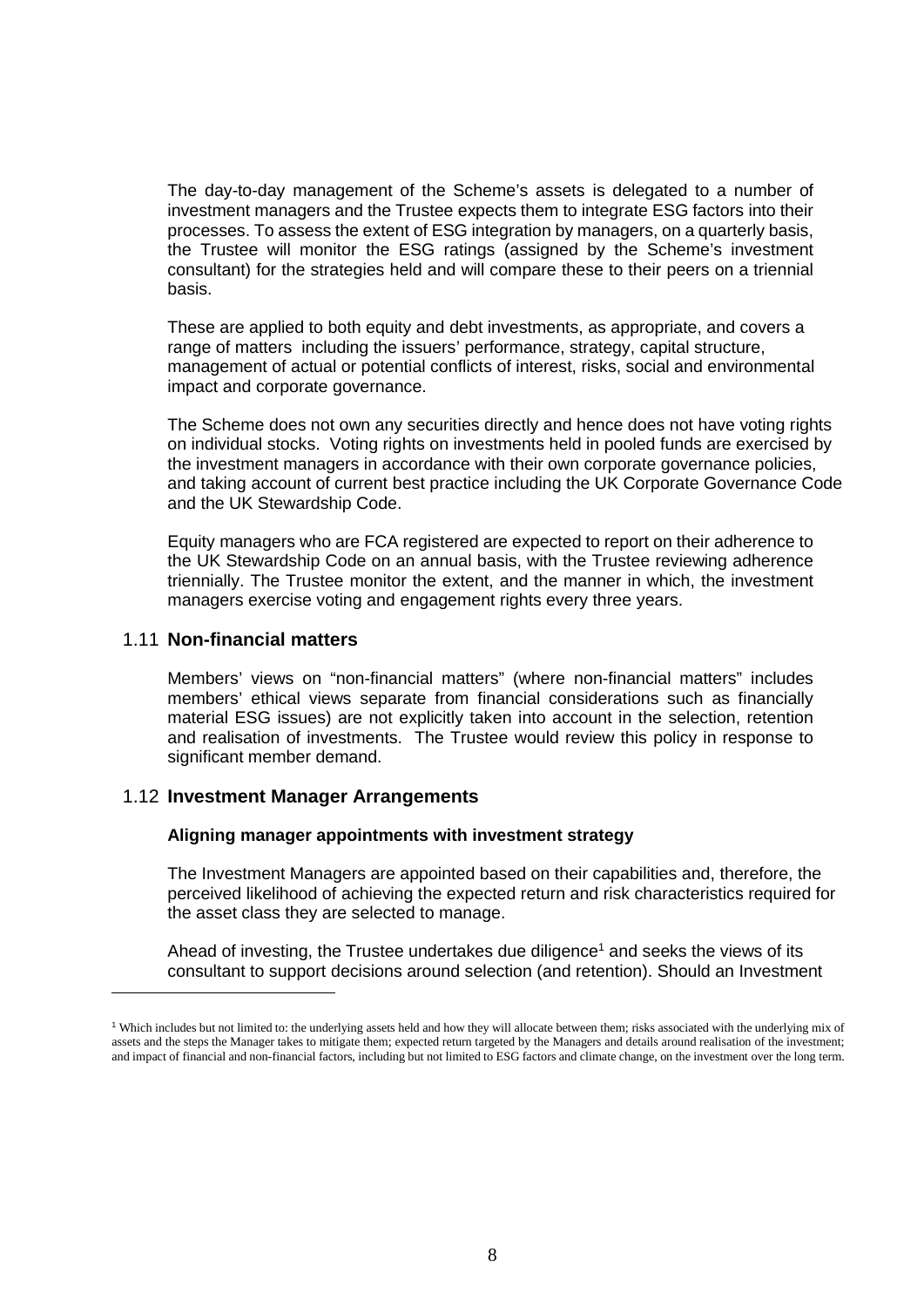The day-to-day management of the Scheme's assets is delegated to a number of investment managers and the Trustee expects them to integrate ESG factors into their processes. To assess the extent of ESG integration by managers, on a quarterly basis, the Trustee will monitor the ESG ratings (assigned by the Scheme's investment consultant) for the strategies held and will compare these to their peers on a triennial basis.

These are applied to both equity and debt investments, as appropriate, and covers a range of matters including the issuers' performance, strategy, capital structure, management of actual or potential conflicts of interest, risks, social and environmental impact and corporate governance.

The Scheme does not own any securities directly and hence does not have voting rights on individual stocks. Voting rights on investments held in pooled funds are exercised by the investment managers in accordance with their own corporate governance policies, and taking account of current best practice including the UK Corporate Governance Code and the UK Stewardship Code.

Equity managers who are FCA registered are expected to report on their adherence to the UK Stewardship Code on an annual basis, with the Trustee reviewing adherence triennially. The Trustee monitor the extent, and the manner in which, the investment managers exercise voting and engagement rights every three years.

### 1.11 Non-financial matters

Members' views on "non-financial matters" (where non-financial matters" includes members' ethical views separate from financial considerations such as financially material ESG issues) are not explicitly taken into account in the selection, retention and realisation of investments. The Trustee would review this policy in response to significant member demand.

### 1.12 Investment Manager Arrangements

**Aligning manager appointments with investment strategy**

The Investment Managers are appointed based on their capabilities and, therefore, the perceived likelihood of achieving the expected return and risk characteristics required for the asset class they are selected to manage.

Ahead of investing, the Trustee undertakes due diligence[1] and seeks the views of its consultant to support decisions around selection (and retention). Should an Investment

[1] Which includes but not limited to: the underlying assets held and how they will allocate between them; risks associated with the underlying mix of assets and the steps the Manager takes to mitigate them; expected return targeted by the Managers and details around realisation of the investment; and impact of financial and non-financial factors, including but not limited to ESG factors and climate change, on the investment over the long term.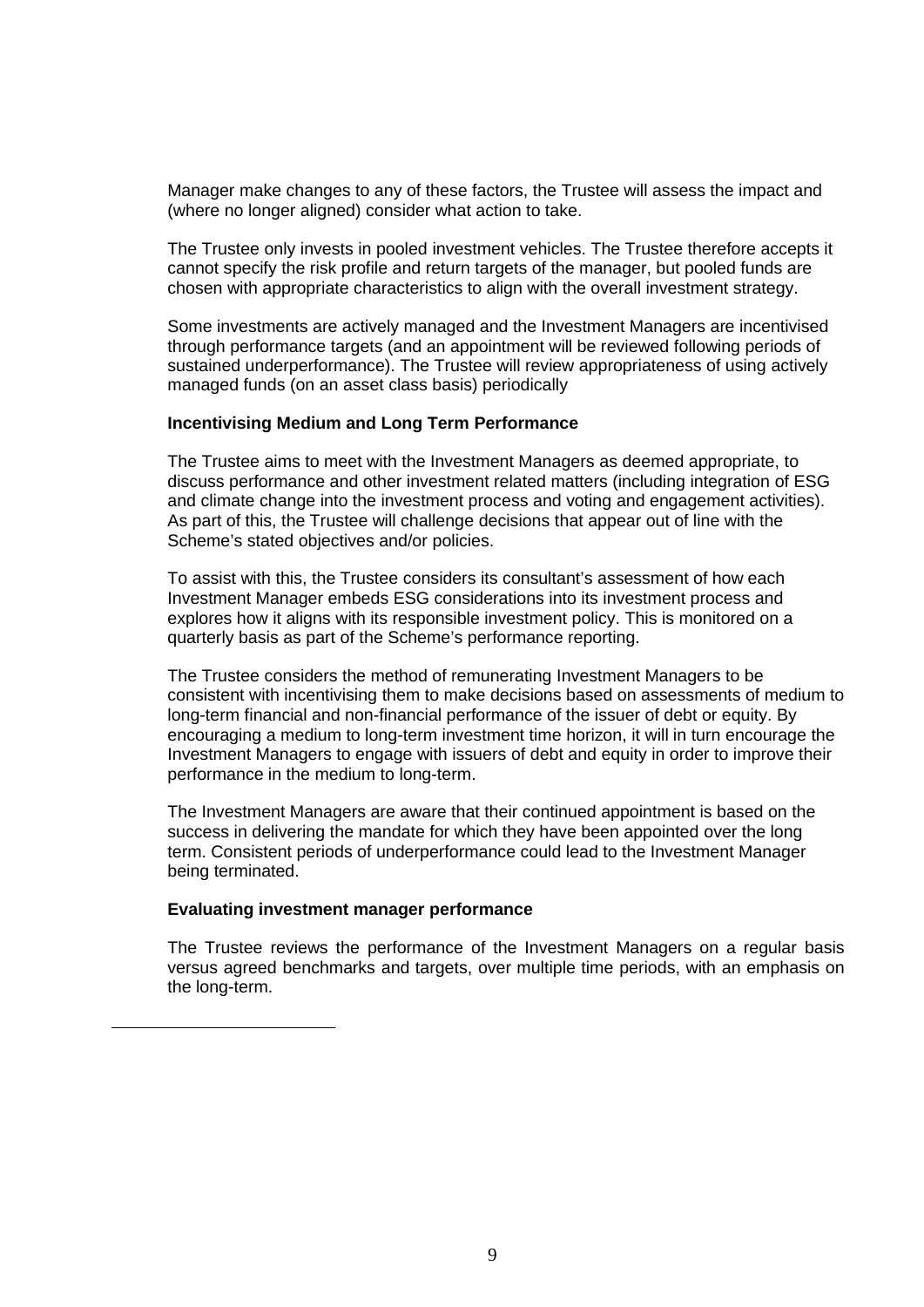Manager make changes to any of these factors, the Trustee will assess the impact and (where no longer aligned) consider what action to take.

The Trustee only invests in pooled investment vehicles. The Trustee therefore accepts it cannot specify the risk profile and return targets of the manager, but pooled funds are chosen with appropriate characteristics to align with the overall investment strategy.

Some investments are actively managed and the Investment Managers are incentivised through performance targets (and an appointment will be reviewed following periods of sustained underperformance). The Trustee will review appropriateness of using actively managed funds (on an asset class basis) periodically

**Incentivising Medium and Long Term Performance**

The Trustee aims to meet with the Investment Managers as deemed appropriate, to discuss performance and other investment related matters (including integration of ESG and climate change into the investment process and voting and engagement activities). As part of this, the Trustee will challenge decisions that appear out of line with the Scheme's stated objectives and/or policies.

To assist with this, the Trustee considers its consultant's assessment of how each Investment Manager embeds ESG considerations into its investment process and explores how it aligns with its responsible investment policy. This is monitored on a quarterly basis as part of the Scheme's performance reporting.

The Trustee considers the method of remunerating Investment Managers to be consistent with incentivising them to make decisions based on assessments of medium to long-term financial and non-financial performance of the issuer of debt or equity. By encouraging a medium to long-term investment time horizon, it will in turn encourage the Investment Managers to engage with issuers of debt and equity in order to improve their performance in the medium to long-term.

The Investment Managers are aware that their continued appointment is based on the success in delivering the mandate for which they have been appointed over the long term. Consistent periods of underperformance could lead to the Investment Manager being terminated.

**Evaluating investment manager performance**

The Trustee reviews the performance of the Investment Managers on a regular basis versus agreed benchmarks and targets, over multiple time periods, with an emphasis on the long-term.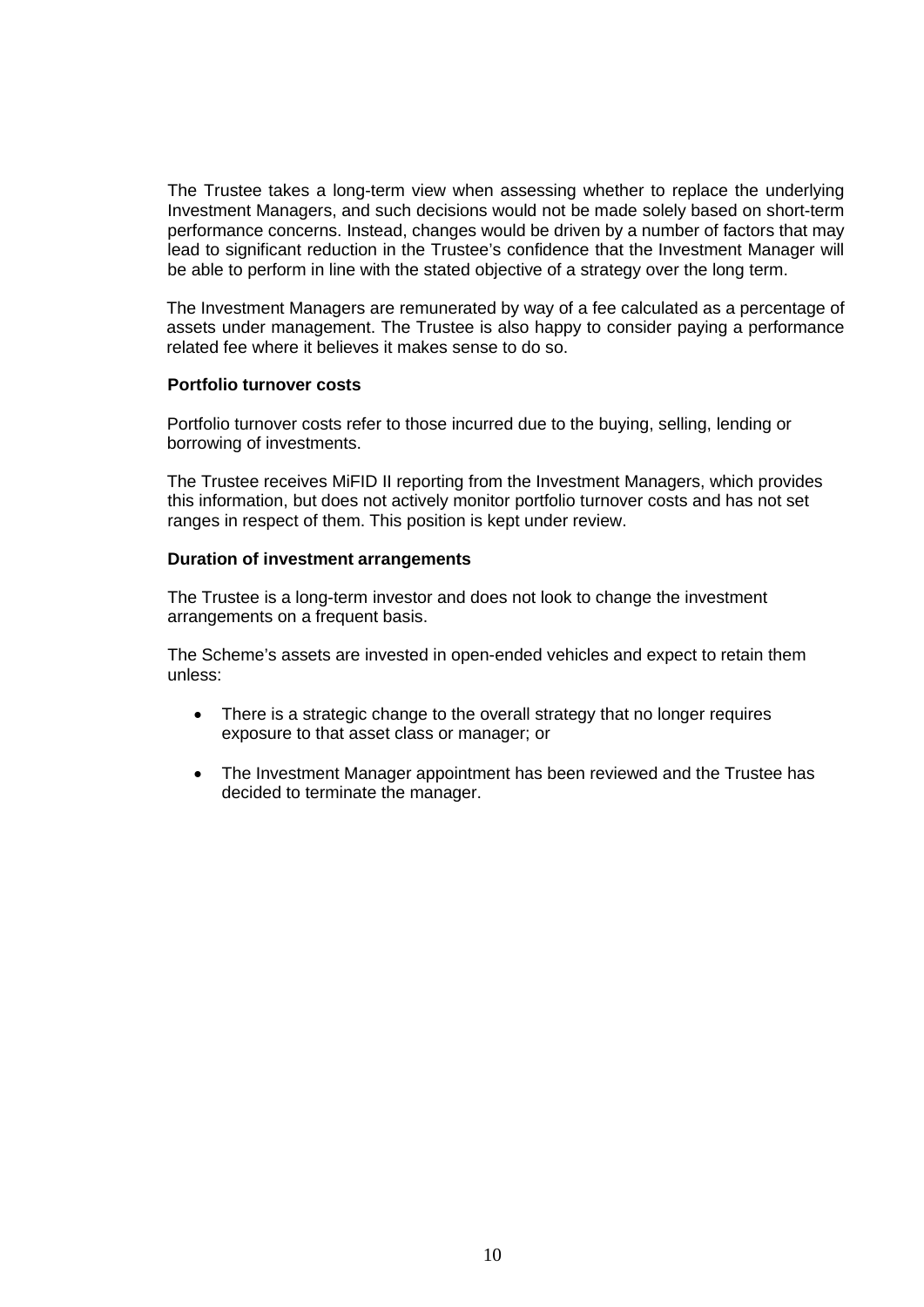The Trustee takes a long-term view when assessing whether to replace the underlying Investment Managers, and such decisions would not be made solely based on short-term performance concerns. Instead, changes would be driven by a number of factors that may lead to significant reduction in the Trustee's confidence that the Investment Manager will be able to perform in line with the stated objective of a strategy over the long term.

The Investment Managers are remunerated by way of a fee calculated as a percentage of assets under management. The Trustee is also happy to consider paying a performance related fee where it believes it makes sense to do so.

**Portfolio turnover costs**

Portfolio turnover costs refer to those incurred due to the buying, selling, lending or borrowing of investments.

The Trustee receives MiFID II reporting from the Investment Managers, which provides this information, but does not actively monitor portfolio turnover costs and has not set ranges in respect of them. This position is kept under review.

**Duration of investment arrangements**

The Trustee is a long-term investor and does not look to change the investment arrangements on a frequent basis.

The Scheme's assets are invested in open-ended vehicles and expect to retain them unless:

- There is a strategic change to the overall strategy that no longer requires exposure to that asset class or manager; or
- The Investment Manager appointment has been reviewed and the Trustee has decided to terminate the manager.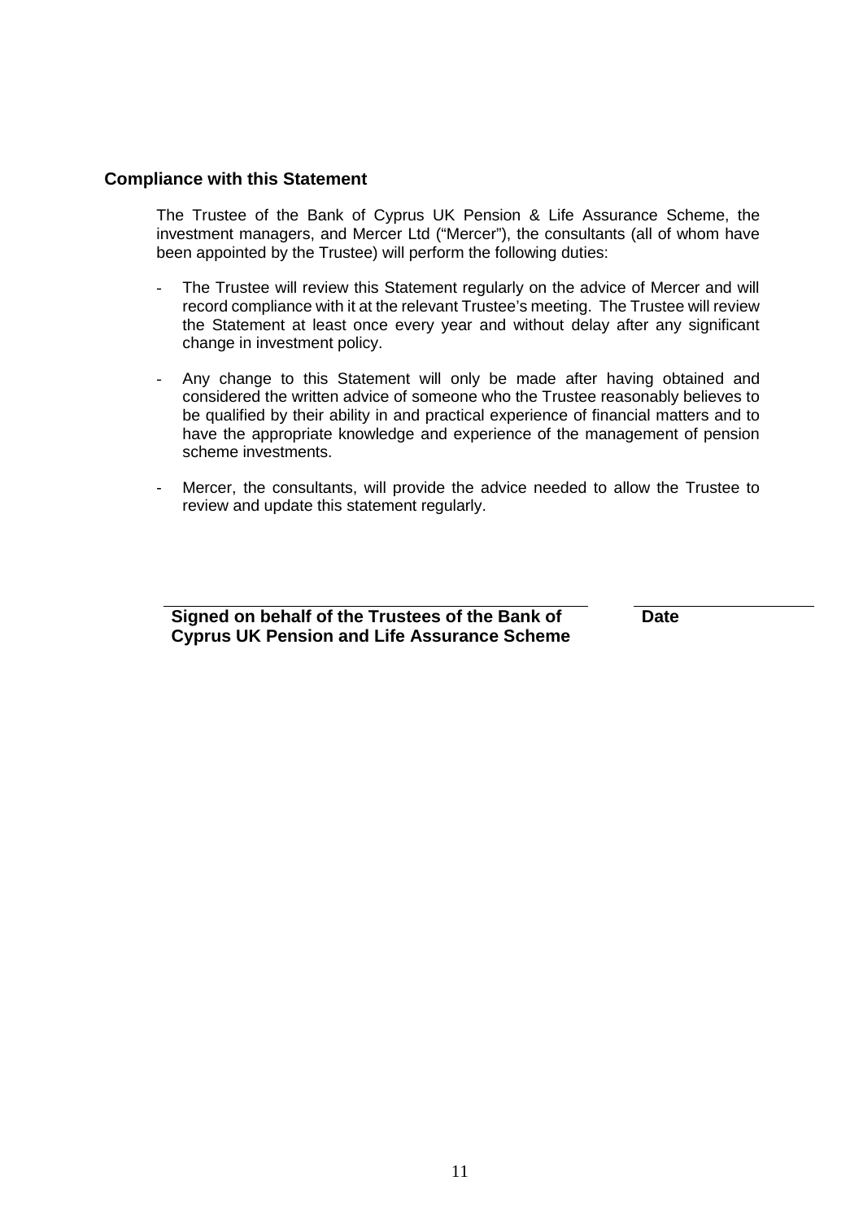## Compliance with this Statement

The Trustee of the Bank of Cyprus UK Pension & Life Assurance Scheme, the investment managers, and Mercer Ltd ("Mercer"), the consultants (all of whom have been appointed by the Trustee) will perform the following duties:

- The Trustee will review this Statement regularly on the advice of Mercer and will record compliance with it at the relevant Trustee's meeting. The Trustee will review the Statement at least once every year and without delay after any significant change in investment policy.
- Any change to this Statement will only be made after having obtained and considered the written advice of someone who the Trustee reasonably believes to be qualified by their ability in and practical experience of financial matters and to have the appropriate knowledge and experience of the management of pension scheme investments.
- Mercer, the consultants, will provide the advice needed to allow the Trustee to review and update this statement regularly.

**Signed on behalf of the Trustees of the Bank of Cyprus UK Pension and Life Assurance Scheme**

**Date**